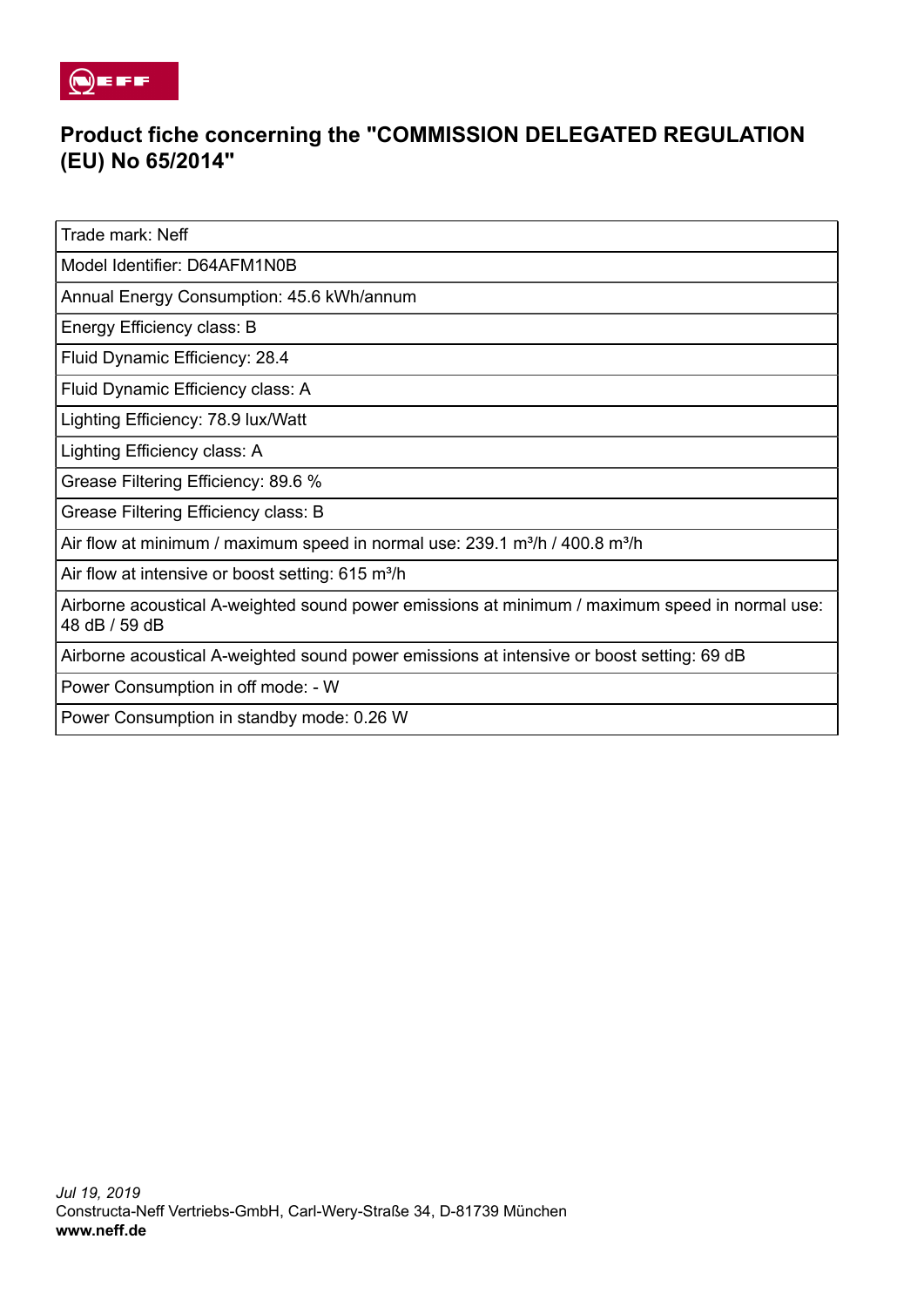# Product fiche concerning the "COMMISSION DELEGATED REGULATION (EU) No 65/2014"

| Trade mark: Neff |
|---|
| Model Identifier: D64AFM1N0B |
| Annual Energy Consumption: 45.6 kWh/annum |
| Energy Efficiency class: B |
| Fluid Dynamic Efficiency: 28.4 |
| Fluid Dynamic Efficiency class: A |
| Lighting Efficiency: 78.9 lux/Watt |
| Lighting Efficiency class: A |
| Grease Filtering Efficiency: 89.6 % |
| Grease Filtering Efficiency class: B |
| Air flow at minimum / maximum speed in normal use: 239.1 m³/h / 400.8 m³/h |
| Air flow at intensive or boost setting: 615 m³/h |
| Airborne acoustical A-weighted sound power emissions at minimum / maximum speed in normal use: 48 dB / 59 dB |
| Airborne acoustical A-weighted sound power emissions at intensive or boost setting: 69 dB |
| Power Consumption in off mode: - W |
| Power Consumption in standby mode: 0.26 W |

*Jul 19, 2019*
Constructa-Neff Vertriebs-GmbH, Carl-Wery-Straße 34, D-81739 München
**www.neff.de**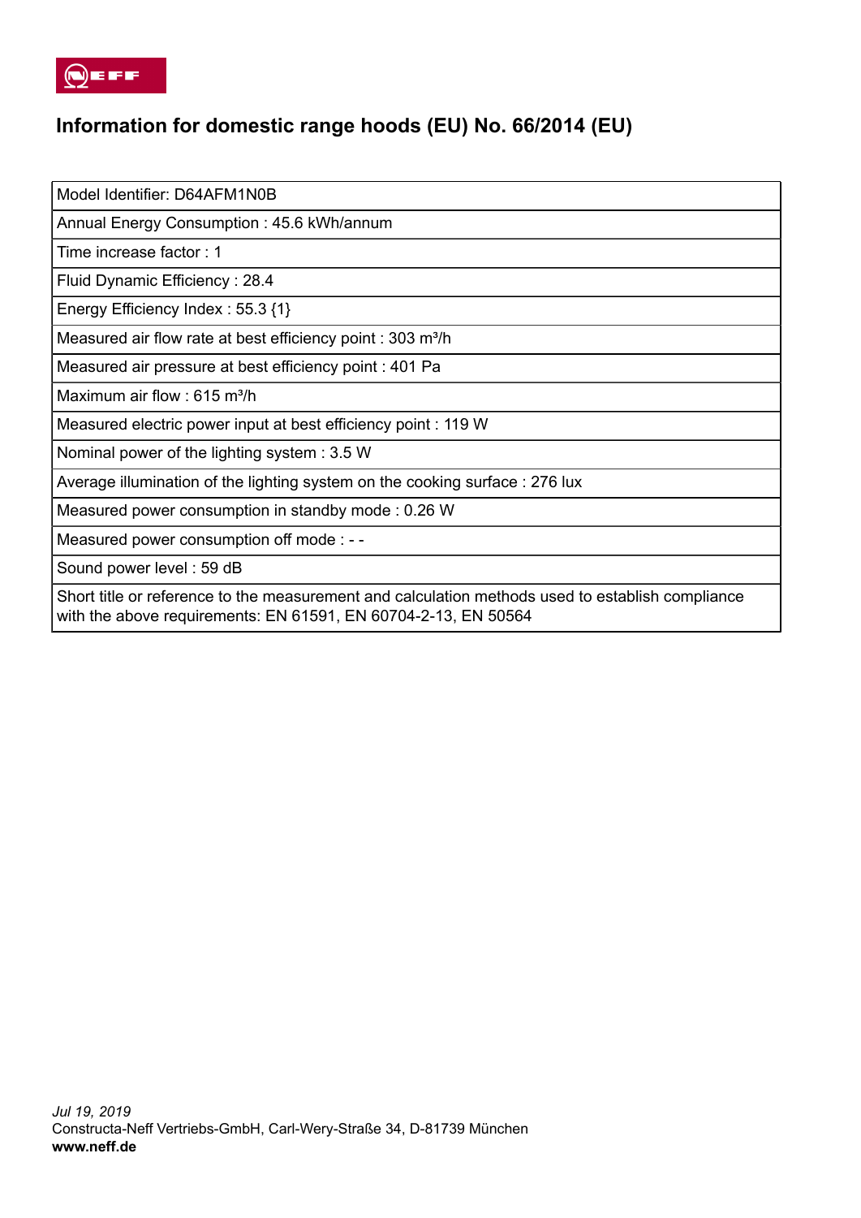# Information for domestic range hoods (EU) No. 66/2014 (EU)

| |
|---|
| Model Identifier: D64AFM1N0B |
| Annual Energy Consumption : 45.6 kWh/annum |
| Time increase factor : 1 |
| Fluid Dynamic Efficiency : 28.4 |
| Energy Efficiency Index : 55.3 {1} |
| Measured air flow rate at best efficiency point : 303 m³/h |
| Measured air pressure at best efficiency point : 401 Pa |
| Maximum air flow : 615 m³/h |
| Measured electric power input at best efficiency point : 119 W |
| Nominal power of the lighting system : 3.5 W |
| Average illumination of the lighting system on the cooking surface : 276 lux |
| Measured power consumption in standby mode : 0.26 W |
| Measured power consumption off mode : - - |
| Sound power level : 59 dB |
| Short title or reference to the measurement and calculation methods used to establish compliance with the above requirements: EN 61591, EN 60704-2-13, EN 50564 |

*Jul 19, 2019*
Constructa-Neff Vertriebs-GmbH, Carl-Wery-Straße 34, D-81739 München
**www.neff.de**